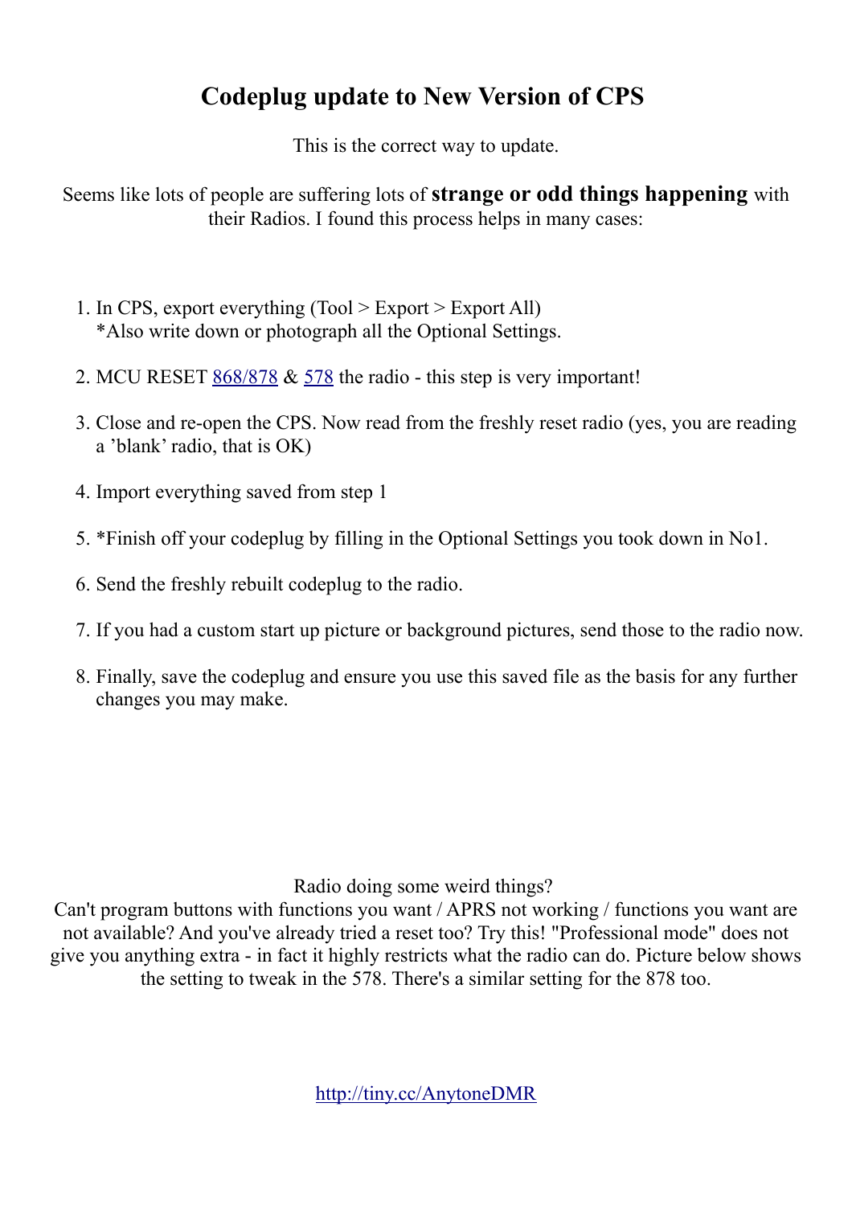# Codeplug update to New Version of CPS

This is the correct way to update.

Seems like lots of people are suffering lots of **strange or odd things happening** with their Radios. I found this process helps in many cases:

1. In CPS, export everything (Tool > Export > Export All)
   *Also write down or photograph all the Optional Settings.

2. MCU RESET [868/878]() & [578]() the radio - this step is very important!

3. Close and re-open the CPS. Now read from the freshly reset radio (yes, you are reading a 'blank' radio, that is OK)

4. Import everything saved from step 1

5. *Finish off your codeplug by filling in the Optional Settings you took down in No1.

6. Send the freshly rebuilt codeplug to the radio.

7. If you had a custom start up picture or background pictures, send those to the radio now.

8. Finally, save the codeplug and ensure you use this saved file as the basis for any further changes you may make.

Radio doing some weird things?
Can't program buttons with functions you want / APRS not working / functions you want are not available? And you've already tried a reset too? Try this! "Professional mode" does not give you anything extra - in fact it highly restricts what the radio can do. Picture below shows the setting to tweak in the 578. There's a similar setting for the 878 too.

[http://tiny.cc/AnytoneDMR](http://tiny.cc/AnytoneDMR)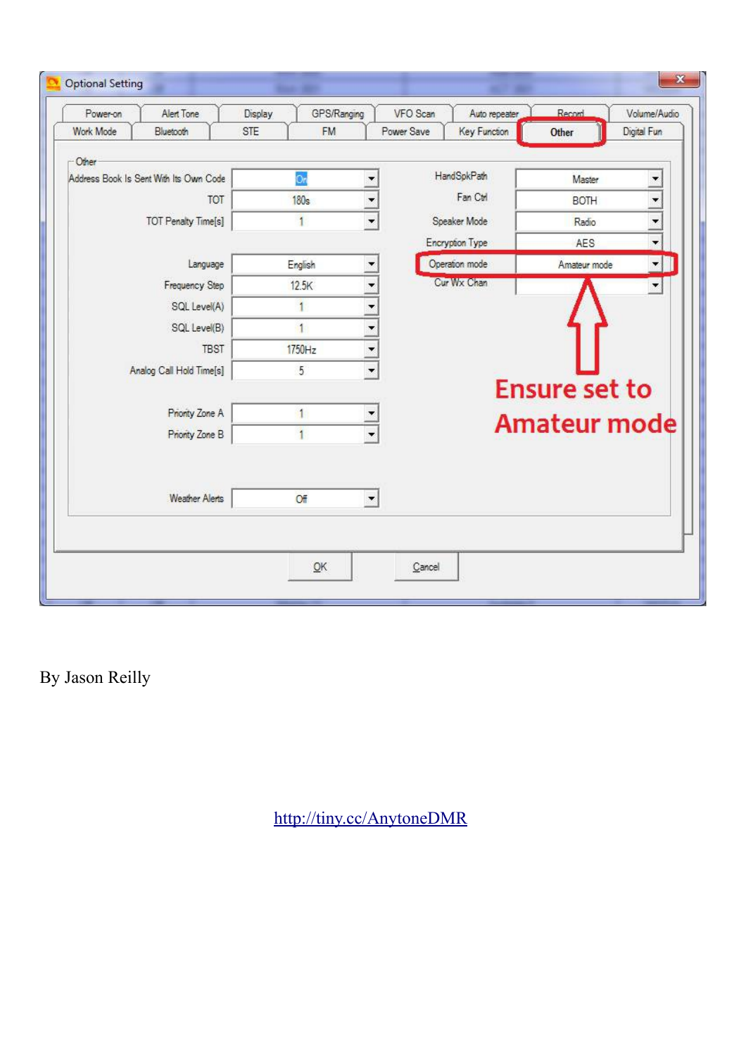Optional Setting

Power-on | Alert Tone | Display | GPS/Ranging | VFO Scan | Auto repeater | Record | Volume/Audio

Work Mode | Bluetooth | STE | FM | Power Save | Key Function | Other | Digital Fun

Other

| | | | |
|---|---|---|---|
| Address Book Is Sent With Its Own Code | On | HandSpkPath | Master |
| TOT | 180s | Fan Ctrl | BOTH |
| TOT Penalty Time[s] | 1 | Speaker Mode | Radio |
| | | Encryption Type | AES |
| Language | English | Operation mode | Amateur mode |
| Frequency Step | 12.5K | Cur Wx Chan | |
| SQL Level(A) | 1 | | |
| SQL Level(B) | 1 | | |
| TBST | 1750Hz | | |
| Analog Call Hold Time[s] | 5 | | |
| Priority Zone A | 1 | | |
| Priority Zone B | 1 | | |
| Weather Alerts | Off | | |

Ensure set to Amateur mode

OK | Cancel

By Jason Reilly

http://tiny.cc/AnytoneDMR